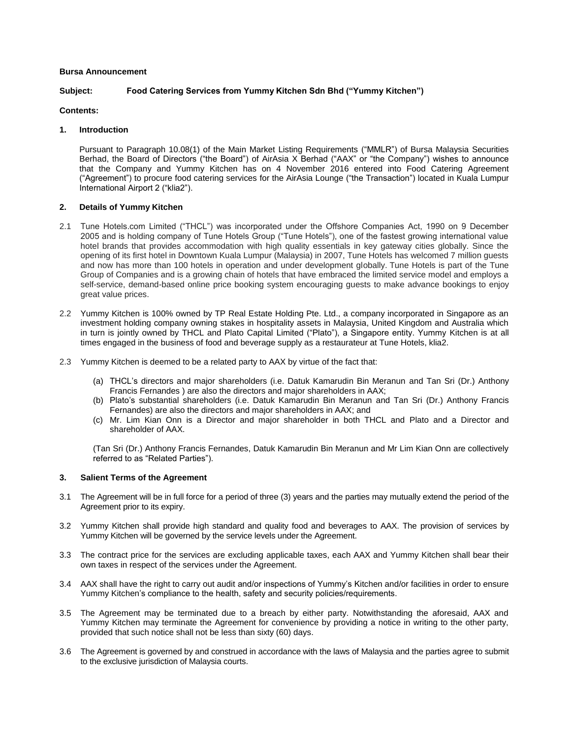**Bursa Announcement**

**Subject: Food Catering Services from Yummy Kitchen Sdn Bhd ("Yummy Kitchen")**

**Contents:**

## 1. Introduction

Pursuant to Paragraph 10.08(1) of the Main Market Listing Requirements ("MMLR") of Bursa Malaysia Securities Berhad, the Board of Directors ("the Board") of AirAsia X Berhad ("AAX" or "the Company") wishes to announce that the Company and Yummy Kitchen has on 4 November 2016 entered into Food Catering Agreement ("Agreement") to procure food catering services for the AirAsia Lounge ("the Transaction") located in Kuala Lumpur International Airport 2 ("klia2").

## 2. Details of Yummy Kitchen

2.1 Tune Hotels.com Limited ("THCL") was incorporated under the Offshore Companies Act, 1990 on 9 December 2005 and is holding company of Tune Hotels Group ("Tune Hotels"), one of the fastest growing international value hotel brands that provides accommodation with high quality essentials in key gateway cities globally. Since the opening of its first hotel in Downtown Kuala Lumpur (Malaysia) in 2007, Tune Hotels has welcomed 7 million guests and now has more than 100 hotels in operation and under development globally. Tune Hotels is part of the Tune Group of Companies and is a growing chain of hotels that have embraced the limited service model and employs a self-service, demand-based online price booking system encouraging guests to make advance bookings to enjoy great value prices.

2.2 Yummy Kitchen is 100% owned by TP Real Estate Holding Pte. Ltd., a company incorporated in Singapore as an investment holding company owning stakes in hospitality assets in Malaysia, United Kingdom and Australia which in turn is jointly owned by THCL and Plato Capital Limited ("Plato"), a Singapore entity. Yummy Kitchen is at all times engaged in the business of food and beverage supply as a restaurateur at Tune Hotels, klia2.

2.3 Yummy Kitchen is deemed to be a related party to AAX by virtue of the fact that:

(a) THCL's directors and major shareholders (i.e. Datuk Kamarudin Bin Meranun and Tan Sri (Dr.) Anthony Francis Fernandes ) are also the directors and major shareholders in AAX;
(b) Plato's substantial shareholders (i.e. Datuk Kamarudin Bin Meranun and Tan Sri (Dr.) Anthony Francis Fernandes) are also the directors and major shareholders in AAX; and
(c) Mr. Lim Kian Onn is a Director and major shareholder in both THCL and Plato and a Director and shareholder of AAX.

(Tan Sri (Dr.) Anthony Francis Fernandes, Datuk Kamarudin Bin Meranun and Mr Lim Kian Onn are collectively referred to as "Related Parties").

## 3. Salient Terms of the Agreement

3.1 The Agreement will be in full force for a period of three (3) years and the parties may mutually extend the period of the Agreement prior to its expiry.

3.2 Yummy Kitchen shall provide high standard and quality food and beverages to AAX. The provision of services by Yummy Kitchen will be governed by the service levels under the Agreement.

3.3 The contract price for the services are excluding applicable taxes, each AAX and Yummy Kitchen shall bear their own taxes in respect of the services under the Agreement.

3.4 AAX shall have the right to carry out audit and/or inspections of Yummy's Kitchen and/or facilities in order to ensure Yummy Kitchen's compliance to the health, safety and security policies/requirements.

3.5 The Agreement may be terminated due to a breach by either party. Notwithstanding the aforesaid, AAX and Yummy Kitchen may terminate the Agreement for convenience by providing a notice in writing to the other party, provided that such notice shall not be less than sixty (60) days.

3.6 The Agreement is governed by and construed in accordance with the laws of Malaysia and the parties agree to submit to the exclusive jurisdiction of Malaysia courts.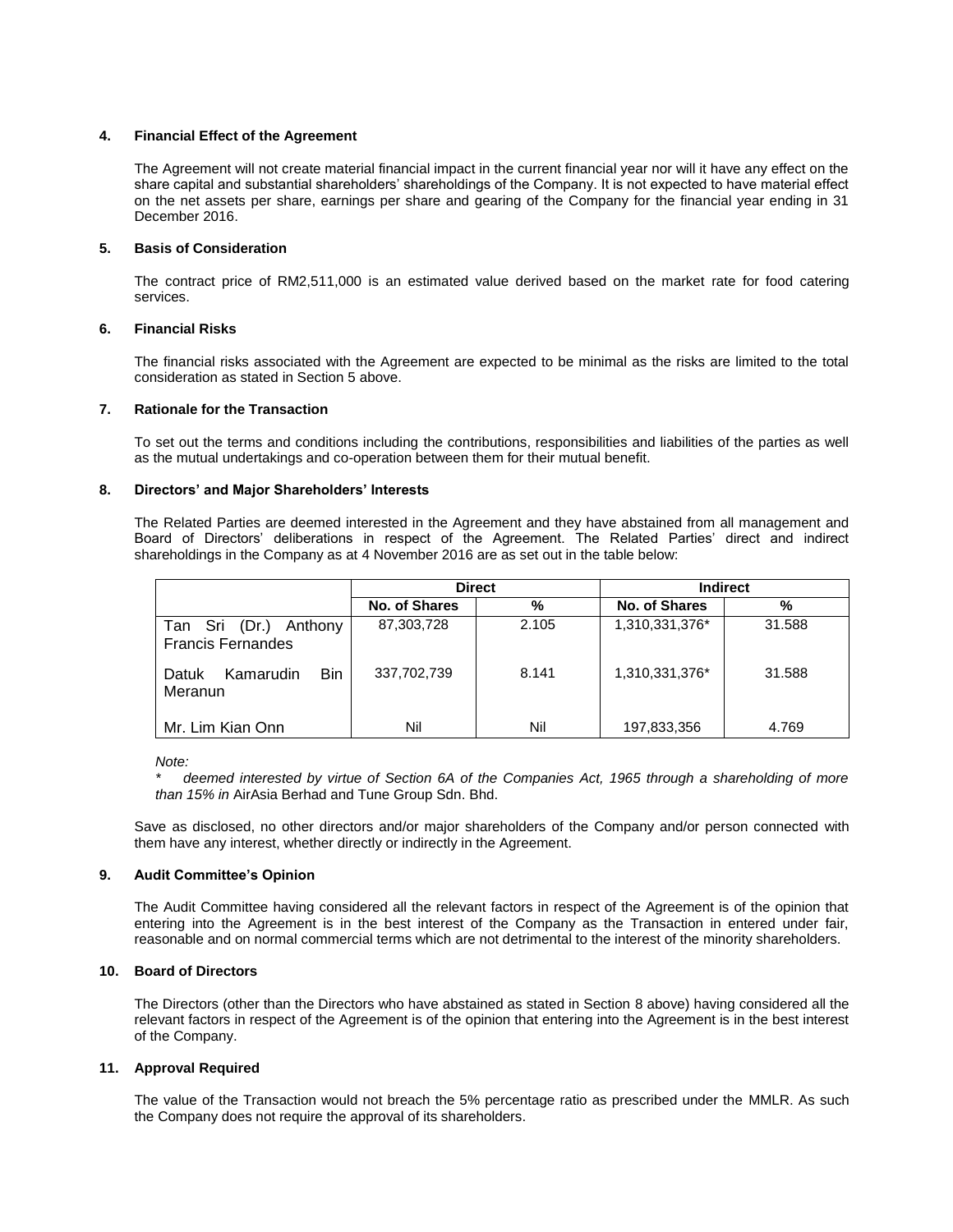### 4. Financial Effect of the Agreement

The Agreement will not create material financial impact in the current financial year nor will it have any effect on the share capital and substantial shareholders' shareholdings of the Company. It is not expected to have material effect on the net assets per share, earnings per share and gearing of the Company for the financial year ending in 31 December 2016.

### 5. Basis of Consideration

The contract price of RM2,511,000 is an estimated value derived based on the market rate for food catering services.

### 6. Financial Risks

The financial risks associated with the Agreement are expected to be minimal as the risks are limited to the total consideration as stated in Section 5 above.

### 7. Rationale for the Transaction

To set out the terms and conditions including the contributions, responsibilities and liabilities of the parties as well as the mutual undertakings and co-operation between them for their mutual benefit.

### 8. Directors' and Major Shareholders' Interests

The Related Parties are deemed interested in the Agreement and they have abstained from all management and Board of Directors' deliberations in respect of the Agreement. The Related Parties' direct and indirect shareholdings in the Company as at 4 November 2016 are as set out in the table below:

| | Direct | | Indirect | |
|---|---|---|---|---|
| | **No. of Shares** | **%** | **No. of Shares** | **%** |
| Tan Sri (Dr.) Anthony Francis Fernandes | 87,303,728 | 2.105 | 1,310,331,376* | 31.588 |
| Datuk Kamarudin Bin Meranun | 337,702,739 | 8.141 | 1,310,331,376* | 31.588 |
| Mr. Lim Kian Onn | Nil | Nil | 197,833,356 | 4.769 |

*Note:*

\* *deemed interested by virtue of Section 6A of the Companies Act, 1965 through a shareholding of more than 15% in* AirAsia Berhad and Tune Group Sdn. Bhd.

Save as disclosed, no other directors and/or major shareholders of the Company and/or person connected with them have any interest, whether directly or indirectly in the Agreement.

### 9. Audit Committee's Opinion

The Audit Committee having considered all the relevant factors in respect of the Agreement is of the opinion that entering into the Agreement is in the best interest of the Company as the Transaction in entered under fair, reasonable and on normal commercial terms which are not detrimental to the interest of the minority shareholders.

### 10. Board of Directors

The Directors (other than the Directors who have abstained as stated in Section 8 above) having considered all the relevant factors in respect of the Agreement is of the opinion that entering into the Agreement is in the best interest of the Company.

### 11. Approval Required

The value of the Transaction would not breach the 5% percentage ratio as prescribed under the MMLR. As such the Company does not require the approval of its shareholders.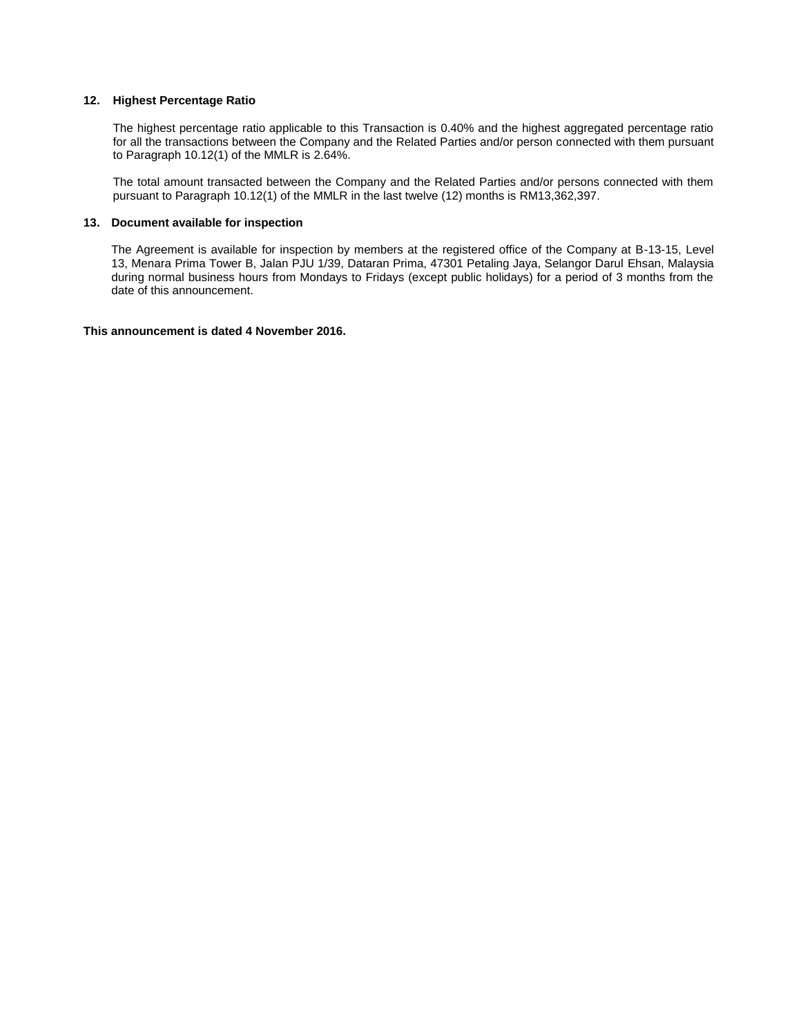## 12. Highest Percentage Ratio

The highest percentage ratio applicable to this Transaction is 0.40% and the highest aggregated percentage ratio for all the transactions between the Company and the Related Parties and/or person connected with them pursuant to Paragraph 10.12(1) of the MMLR is 2.64%.

The total amount transacted between the Company and the Related Parties and/or persons connected with them pursuant to Paragraph 10.12(1) of the MMLR in the last twelve (12) months is RM13,362,397.

## 13. Document available for inspection

The Agreement is available for inspection by members at the registered office of the Company at B-13-15, Level 13, Menara Prima Tower B, Jalan PJU 1/39, Dataran Prima, 47301 Petaling Jaya, Selangor Darul Ehsan, Malaysia during normal business hours from Mondays to Fridays (except public holidays) for a period of 3 months from the date of this announcement.

**This announcement is dated 4 November 2016.**